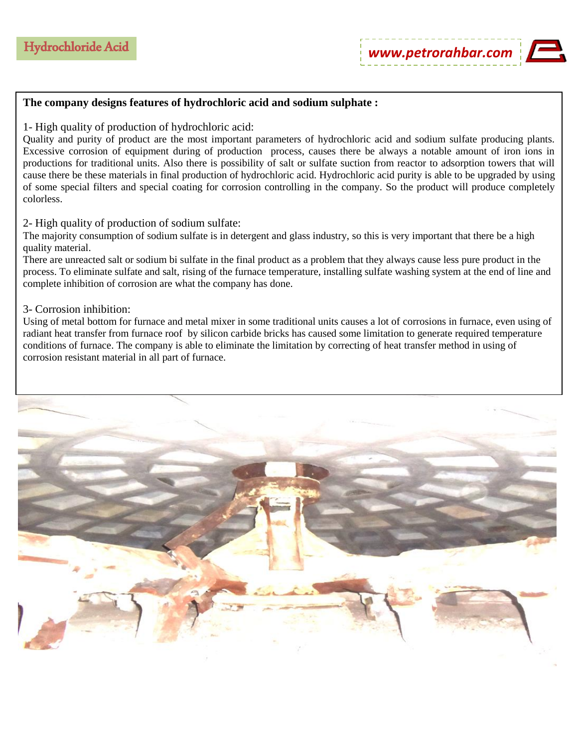# Hydrochloride Acid

**The company designs features of hydrochloric acid and sodium sulphate :**

1- High quality of production of hydrochloric acid:

Quality and purity of product are the most important parameters of hydrochloric acid and sodium sulfate producing plants. Excessive corrosion of equipment during of production process, causes there be always a notable amount of iron ions in productions for traditional units. Also there is possibility of salt or sulfate suction from reactor to adsorption towers that will cause there be these materials in final production of hydrochloric acid. Hydrochloric acid purity is able to be upgraded by using of some special filters and special coating for corrosion controlling in the company. So the product will produce completely colorless.

2- High quality of production of sodium sulfate:

The majority consumption of sodium sulfate is in detergent and glass industry, so this is very important that there be a high quality material.

There are unreacted salt or sodium bi sulfate in the final product as a problem that they always cause less pure product in the process. To eliminate sulfate and salt, rising of the furnace temperature, installing sulfate washing system at the end of line and complete inhibition of corrosion are what the company has done.

3- Corrosion inhibition:

Using of metal bottom for furnace and metal mixer in some traditional units causes a lot of corrosions in furnace, even using of radiant heat transfer from furnace roof by silicon carbide bricks has caused some limitation to generate required temperature conditions of furnace. The company is able to eliminate the limitation by correcting of heat transfer method in using of corrosion resistant material in all part of furnace.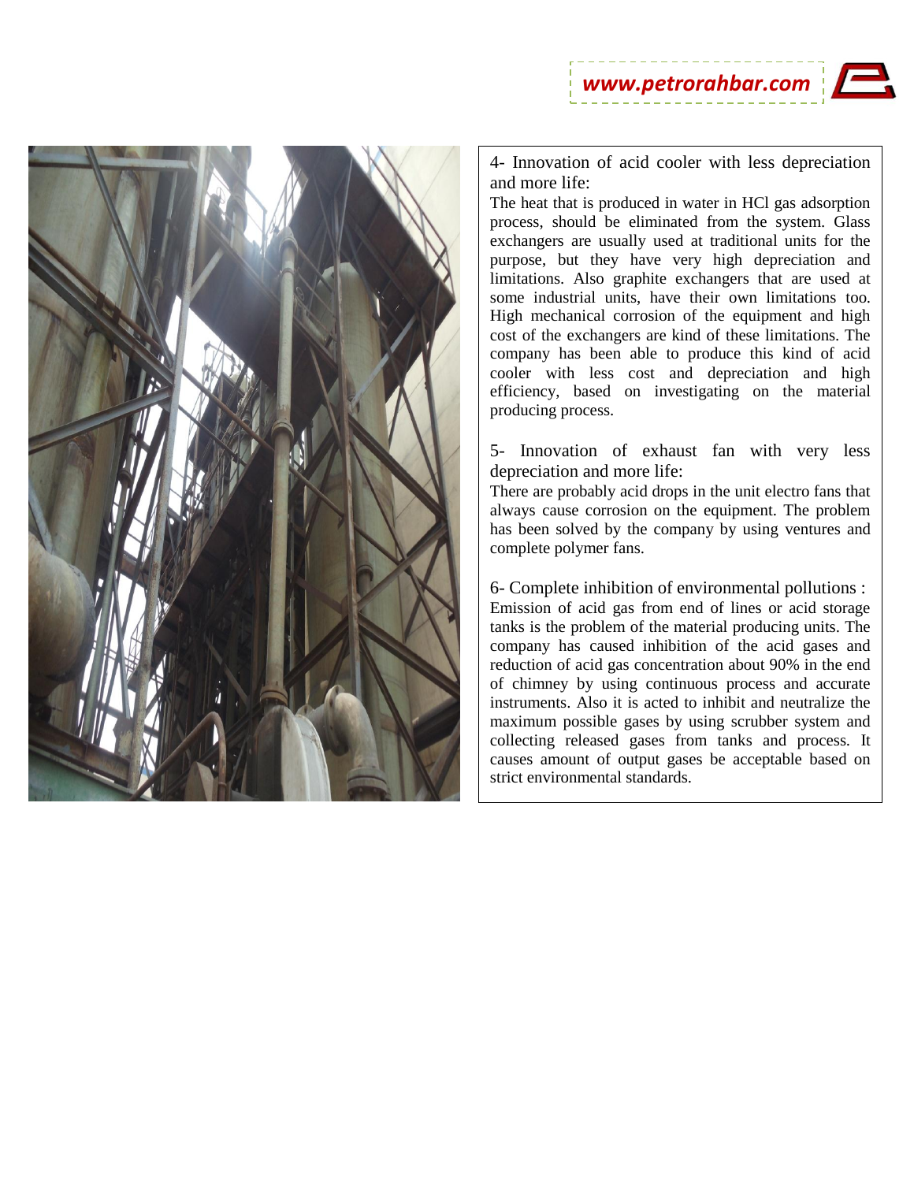4- Innovation of acid cooler with less depreciation and more life:

The heat that is produced in water in HCl gas adsorption process, should be eliminated from the system. Glass exchangers are usually used at traditional units for the purpose, but they have very high depreciation and limitations. Also graphite exchangers that are used at some industrial units, have their own limitations too. High mechanical corrosion of the equipment and high cost of the exchangers are kind of these limitations. The company has been able to produce this kind of acid cooler with less cost and depreciation and high efficiency, based on investigating on the material producing process.

5- Innovation of exhaust fan with very less depreciation and more life:

There are probably acid drops in the unit electro fans that always cause corrosion on the equipment. The problem has been solved by the company by using ventures and complete polymer fans.

6- Complete inhibition of environmental pollutions :

Emission of acid gas from end of lines or acid storage tanks is the problem of the material producing units. The company has caused inhibition of the acid gases and reduction of acid gas concentration about 90% in the end of chimney by using continuous process and accurate instruments. Also it is acted to inhibit and neutralize the maximum possible gases by using scrubber system and collecting released gases from tanks and process. It causes amount of output gases be acceptable based on strict environmental standards.